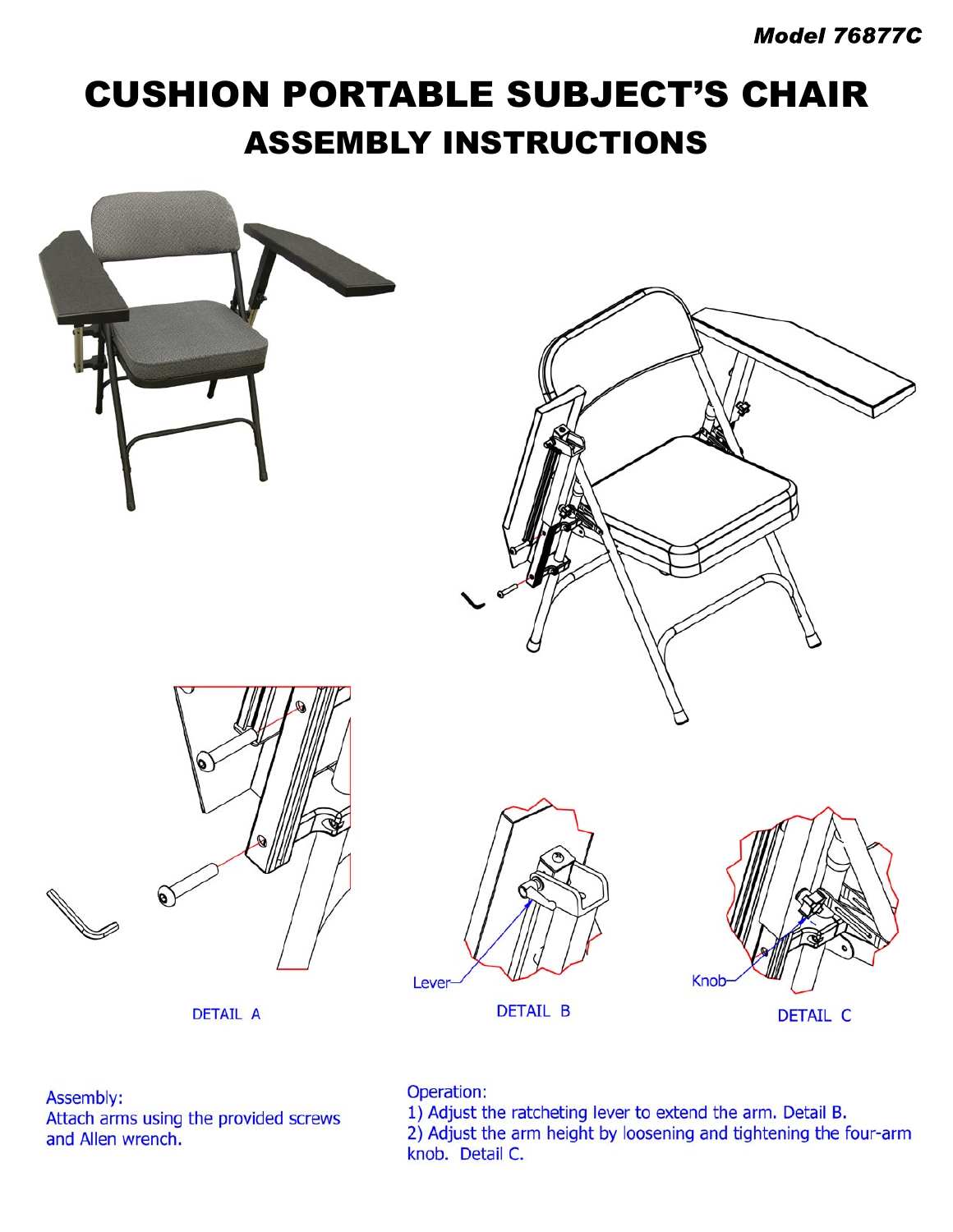*Model 76877C*

# CUSHION PORTABLE SUBJECT'S CHAIR

## ASSEMBLY INSTRUCTIONS

Lever

Knob

DETAIL A

DETAIL B

DETAIL C

Assembly:
Attach arms using the provided screws and Allen wrench.

Operation:
1) Adjust the ratcheting lever to extend the arm. Detail B.
2) Adjust the arm height by loosening and tightening the four-arm knob. Detail C.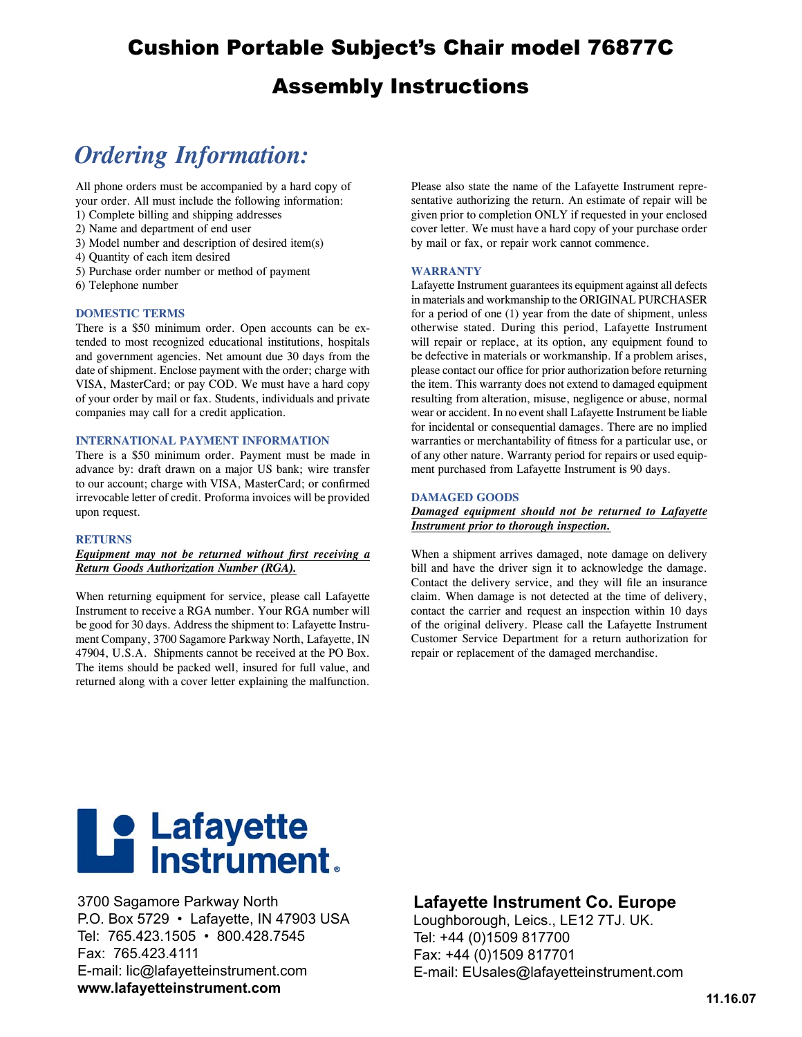# Cushion Portable Subject's Chair model 76877C

# Assembly Instructions

## *Ordering Information:*

All phone orders must be accompanied by a hard copy of your order. All must include the following information:
1) Complete billing and shipping addresses
2) Name and department of end user
3) Model number and description of desired item(s)
4) Quantity of each item desired
5) Purchase order number or method of payment
6) Telephone number

### DOMESTIC TERMS

There is a $50 minimum order. Open accounts can be extended to most recognized educational institutions, hospitals and government agencies. Net amount due 30 days from the date of shipment. Enclose payment with the order; charge with VISA, MasterCard; or pay COD. We must have a hard copy of your order by mail or fax. Students, individuals and private companies may call for a credit application.

### INTERNATIONAL PAYMENT INFORMATION

There is a $50 minimum order. Payment must be made in advance by: draft drawn on a major US bank; wire transfer to our account; charge with VISA, MasterCard; or confirmed irrevocable letter of credit. Proforma invoices will be provided upon request.

### RETURNS

***Equipment may not be returned without first receiving a Return Goods Authorization Number (RGA).***

When returning equipment for service, please call Lafayette Instrument to receive a RGA number. Your RGA number will be good for 30 days. Address the shipment to: Lafayette Instrument Company, 3700 Sagamore Parkway North, Lafayette, IN 47904, U.S.A. Shipments cannot be received at the PO Box. The items should be packed well, insured for full value, and returned along with a cover letter explaining the malfunction. Please also state the name of the Lafayette Instrument representative authorizing the return. An estimate of repair will be given prior to completion ONLY if requested in your enclosed cover letter. We must have a hard copy of your purchase order by mail or fax, or repair work cannot commence.

### WARRANTY

Lafayette Instrument guarantees its equipment against all defects in materials and workmanship to the ORIGINAL PURCHASER for a period of one (1) year from the date of shipment, unless otherwise stated. During this period, Lafayette Instrument will repair or replace, at its option, any equipment found to be defective in materials or workmanship. If a problem arises, please contact our office for prior authorization before returning the item. This warranty does not extend to damaged equipment resulting from alteration, misuse, negligence or abuse, normal wear or accident. In no event shall Lafayette Instrument be liable for incidental or consequential damages. There are no implied warranties or merchantability of fitness for a particular use, or of any other nature. Warranty period for repairs or used equipment purchased from Lafayette Instrument is 90 days.

### DAMAGED GOODS

***Damaged equipment should not be returned to Lafayette Instrument prior to thorough inspection.***

When a shipment arrives damaged, note damage on delivery bill and have the driver sign it to acknowledge the damage. Contact the delivery service, and they will file an insurance claim. When damage is not detected at the time of delivery, contact the carrier and request an inspection within 10 days of the original delivery. Please call the Lafayette Instrument Customer Service Department for a return authorization for repair or replacement of the damaged merchandise.

**Lafayette Instrument**

3700 Sagamore Parkway North
P.O. Box 5729 • Lafayette, IN 47903 USA
Tel: 765.423.1505 • 800.428.7545
Fax: 765.423.4111
E-mail: lic@lafayetteinstrument.com
**www.lafayetteinstrument.com**

**Lafayette Instrument Co. Europe**
Loughborough, Leics., LE12 7TJ. UK.
Tel: +44 (0)1509 817700
Fax: +44 (0)1509 817701
E-mail: EUsales@lafayetteinstrument.com

**11.16.07**